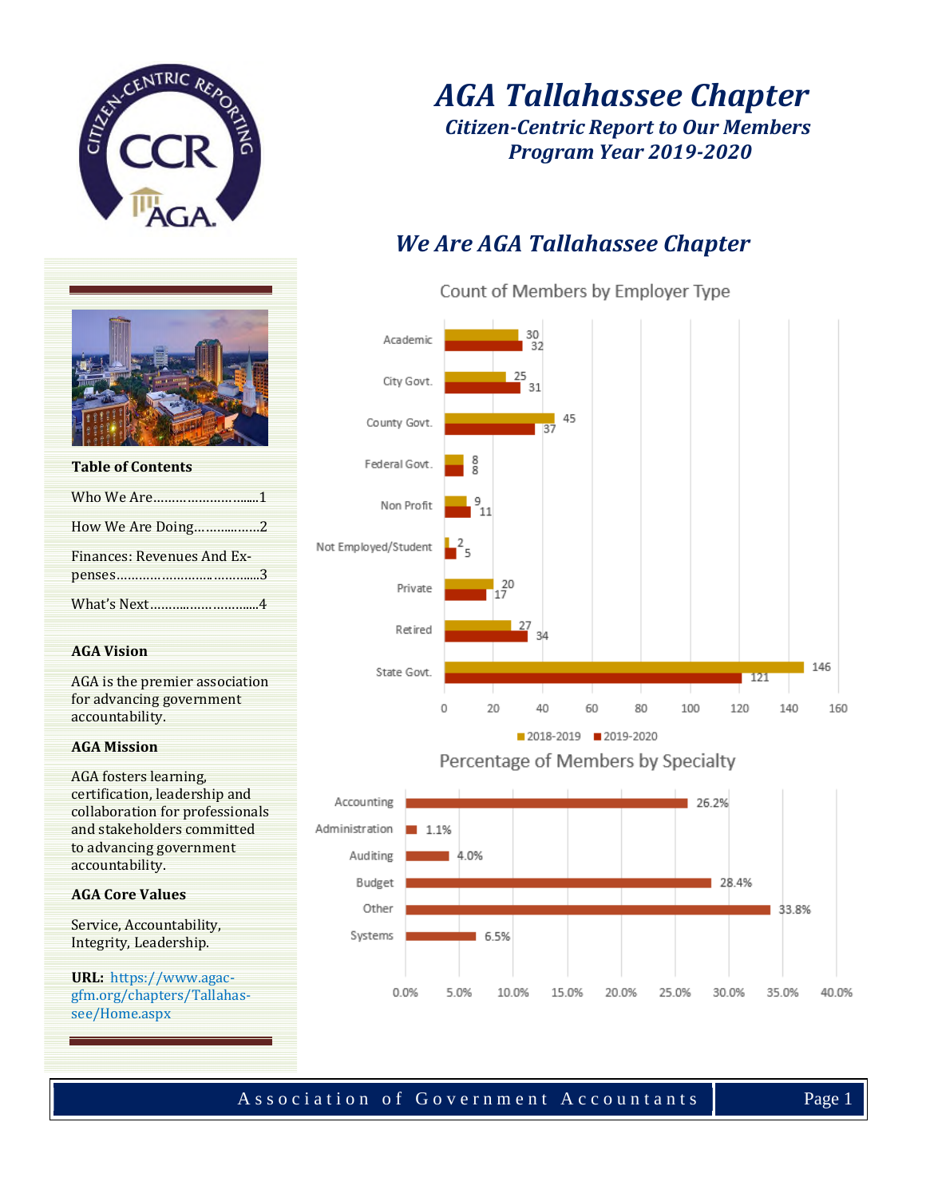# AGA Tallahassee Chapter

***Citizen-Centric Report to Our Members***
***Program Year 2019-2020***

## We Are AGA Tallahassee Chapter

**Count of Members by Employer Type**

| Employer Type | 2018-2019 | 2019-2020 |
|---|---|---|
| Academic | 30 | 32 |
| City Govt. | 25 | 31 |
| County Govt. | 45 | 37 |
| Federal Govt. | 8 | 8 |
| Non Profit | 9 | 11 |
| Not Employed/Student | 2 | 5 |
| Private | 20 | 17 |
| Retired | 27 | 34 |
| State Govt. | 146 | 121 |

**Percentage of Members by Specialty**

| Specialty | Percentage |
|---|---|
| Accounting | 26.2% |
| Administration | 1.1% |
| Auditing | 4.0% |
| Budget | 28.4% |
| Other | 33.8% |
| Systems | 6.5% |

**Table of Contents**

Who We Are........................1

How We Are Doing..................2

Finances: Revenues And Expenses...3

What's Next.......................4

**AGA Vision**

AGA is the premier association for advancing government accountability.

**AGA Mission**

AGA fosters learning, certification, leadership and collaboration for professionals and stakeholders committed to advancing government accountability.

**AGA Core Values**

Service, Accountability, Integrity, Leadership.

**URL:** https://www.agacgfm.org/chapters/Tallahassee/Home.aspx

Association of Government Accountants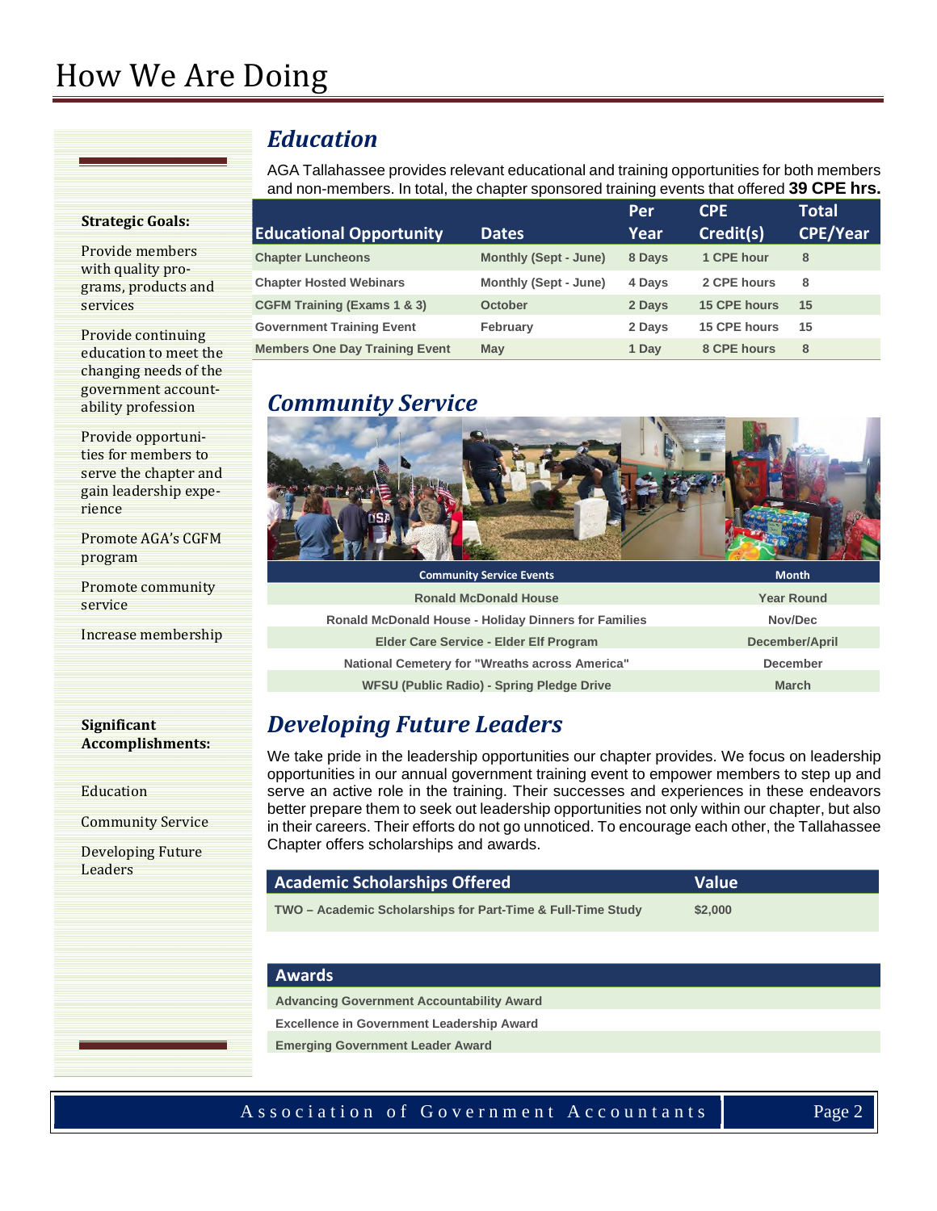# How We Are Doing

**Strategic Goals:**

Provide members with quality programs, products and services

Provide continuing education to meet the changing needs of the government accountability profession

Provide opportunities for members to serve the chapter and gain leadership experience

Promote AGA's CGFM program

Promote community service

Increase membership

**Significant Accomplishments:**

Education

Community Service

Developing Future Leaders

## *Education*

AGA Tallahassee provides relevant educational and training opportunities for both members and non-members. In total, the chapter sponsored training events that offered **39 CPE hrs.**

| Educational Opportunity | Dates | Per Year | CPE Credit(s) | Total CPE/Year |
|---|---|---|---|---|
| Chapter Luncheons | Monthly (Sept - June) | 8 Days | 1 CPE hour | 8 |
| Chapter Hosted Webinars | Monthly (Sept - June) | 4 Days | 2 CPE hours | 8 |
| CGFM Training (Exams 1 & 3) | October | 2 Days | 15 CPE hours | 15 |
| Government Training Event | February | 2 Days | 15 CPE hours | 15 |
| Members One Day Training Event | May | 1 Day | 8 CPE hours | 8 |

## *Community Service*

| Community Service Events | Month |
|---|---|
| Ronald McDonald House | Year Round |
| Ronald McDonald House - Holiday Dinners for Families | Nov/Dec |
| Elder Care Service - Elder Elf Program | December/April |
| National Cemetery for "Wreaths across America" | December |
| WFSU (Public Radio) - Spring Pledge Drive | March |

## *Developing Future Leaders*

We take pride in the leadership opportunities our chapter provides. We focus on leadership opportunities in our annual government training event to empower members to step up and serve an active role in the training. Their successes and experiences in these endeavors better prepare them to seek out leadership opportunities not only within our chapter, but also in their careers. Their efforts do not go unnoticed. To encourage each other, the Tallahassee Chapter offers scholarships and awards.

| Academic Scholarships Offered | Value |
|---|---|
| TWO – Academic Scholarships for Part-Time & Full-Time Study | $2,000 |

| Awards |
|---|
| Advancing Government Accountability Award |
| Excellence in Government Leadership Award |
| Emerging Government Leader Award |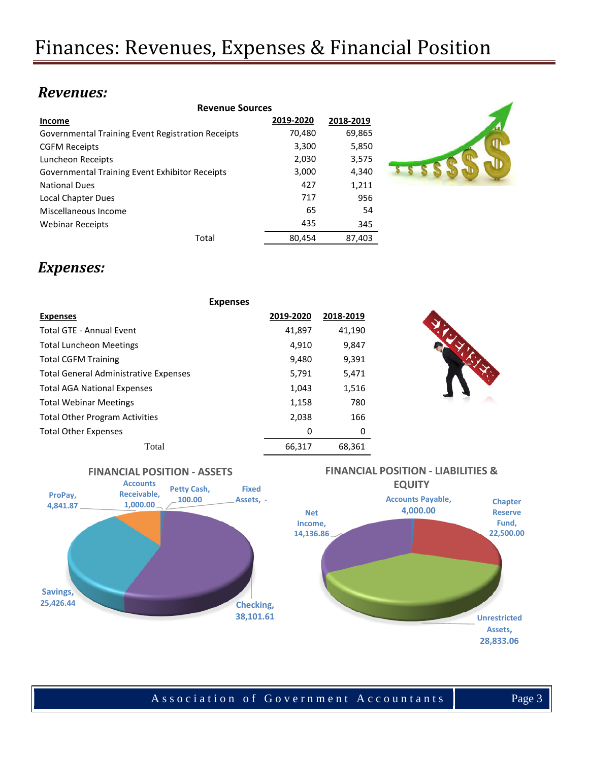# Finances: Revenues, Expenses & Financial Position

## *Revenues:*

**Revenue Sources**

| Income | 2019-2020 | 2018-2019 |
|---|---|---|
| Governmental Training Event Registration Receipts | 70,480 | 69,865 |
| CGFM Receipts | 3,300 | 5,850 |
| Luncheon Receipts | 2,030 | 3,575 |
| Governmental Training Event Exhibitor Receipts | 3,000 | 4,340 |
| National Dues | 427 | 1,211 |
| Local Chapter Dues | 717 | 956 |
| Miscellaneous Income | 65 | 54 |
| Webinar Receipts | 435 | 345 |
| Total | 80,454 | 87,403 |

## *Expenses:*

**Expenses**

| Expenses | 2019-2020 | 2018-2019 |
|---|---|---|
| Total GTE - Annual Event | 41,897 | 41,190 |
| Total Luncheon Meetings | 4,910 | 9,847 |
| Total CGFM Training | 9,480 | 9,391 |
| Total General Administrative Expenses | 5,791 | 5,471 |
| Total AGA National Expenses | 1,043 | 1,516 |
| Total Webinar Meetings | 1,158 | 780 |
| Total Other Program Activities | 2,038 | 166 |
| Total Other Expenses | 0 | 0 |
| Total | 66,317 | 68,361 |

**FINANCIAL POSITION - ASSETS**

| Asset | Amount |
|---|---|
| ProPay | 4,841.87 |
| Accounts Receivable | 1,000.00 |
| Petty Cash | 100.00 |
| Fixed Assets | - |
| Checking | 38,101.61 |
| Savings | 25,426.44 |

**FINANCIAL POSITION - LIABILITIES & EQUITY**

| Liabilities & Equity | Amount |
|---|---|
| Accounts Payable | 4,000.00 |
| Chapter Reserve Fund | 22,500.00 |
| Unrestricted Assets | 28,833.06 |
| Net Income | 14,136.86 |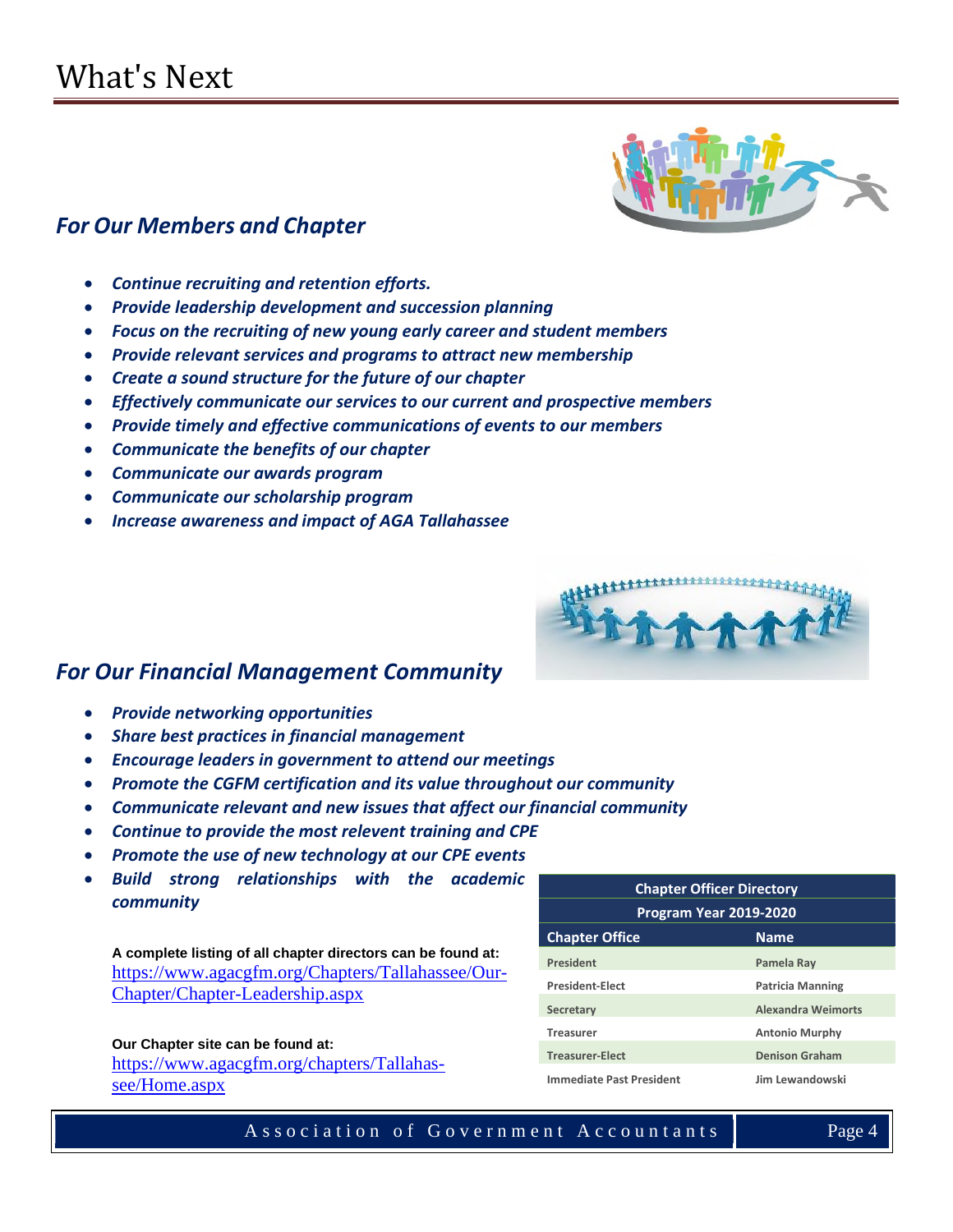# What's Next

## *For Our Members and Chapter*

- ***Continue recruiting and retention efforts.***
- ***Provide leadership development and succession planning***
- ***Focus on the recruiting of new young early career and student members***
- ***Provide relevant services and programs to attract new membership***
- ***Create a sound structure for the future of our chapter***
- ***Effectively communicate our services to our current and prospective members***
- ***Provide timely and effective communications of events to our members***
- ***Communicate the benefits of our chapter***
- ***Communicate our awards program***
- ***Communicate our scholarship program***
- ***Increase awareness and impact of AGA Tallahassee***

## *For Our Financial Management Community*

- ***Provide networking opportunities***
- ***Share best practices in financial management***
- ***Encourage leaders in government to attend our meetings***
- ***Promote the CGFM certification and its value throughout our community***
- ***Communicate relevant and new issues that affect our financial community***
- ***Continue to provide the most relevent training and CPE***
- ***Promote the use of new technology at our CPE events***
- ***Build strong relationships with the academic community***

**A complete listing of all chapter directors can be found at:**
https://www.agacgfm.org/Chapters/Tallahassee/Our-Chapter/Chapter-Leadership.aspx

**Our Chapter site can be found at:**
https://www.agacgfm.org/chapters/Tallahassee/Home.aspx

| Chapter Officer Directory | |
|---|---|
| Program Year 2019-2020 | |
| **Chapter Office** | **Name** |
| President | Pamela Ray |
| President-Elect | Patricia Manning |
| Secretary | Alexandra Weimorts |
| Treasurer | Antonio Murphy |
| Treasurer-Elect | Denison Graham |
| Immediate Past President | Jim Lewandowski |